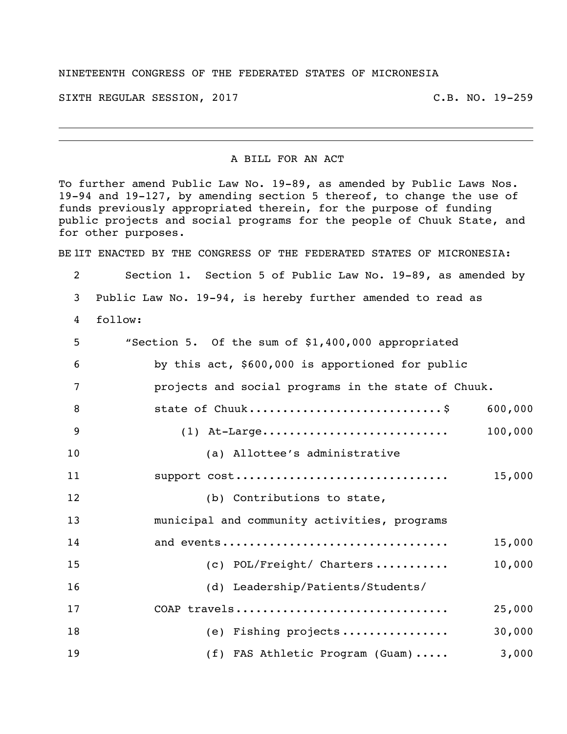NINETEENTH CONGRESS OF THE FEDERATED STATES OF MICRONESIA

SIXTH REGULAR SESSION, 2017 C.B. NO. 19-259

---

A BILL FOR AN ACT

To further amend Public Law No. 19-89, as amended by Public Laws Nos. 19-94 and 19-127, by amending section 5 thereof, to change the use of funds previously appropriated therein, for the purpose of funding public projects and social programs for the people of Chuuk State, and for other purposes.

BE IT ENACTED BY THE CONGRESS OF THE FEDERATED STATES OF MICRONESIA:

Section 1. Section 5 of Public Law No. 19-89, as amended by Public Law No. 19-94, is hereby further amended to read as follow:

"Section 5. Of the sum of $1,400,000 appropriated by this act, $600,000 is apportioned for public projects and social programs in the state of Chuuk.

| | |
|---|---:|
| state of Chuuk............................$ | 600,000 |
| (1) At-Large........................... | 100,000 |
| (a) Allottee's administrative support cost............................... | 15,000 |
| (b) Contributions to state, municipal and community activities, programs and events................................. | 15,000 |
| (c) POL/Freight/ Charters........... | 10,000 |
| (d) Leadership/Patients/Students/ COAP travels............................... | 25,000 |
| (e) Fishing projects............... | 30,000 |
| (f) FAS Athletic Program (Guam)..... | 3,000 |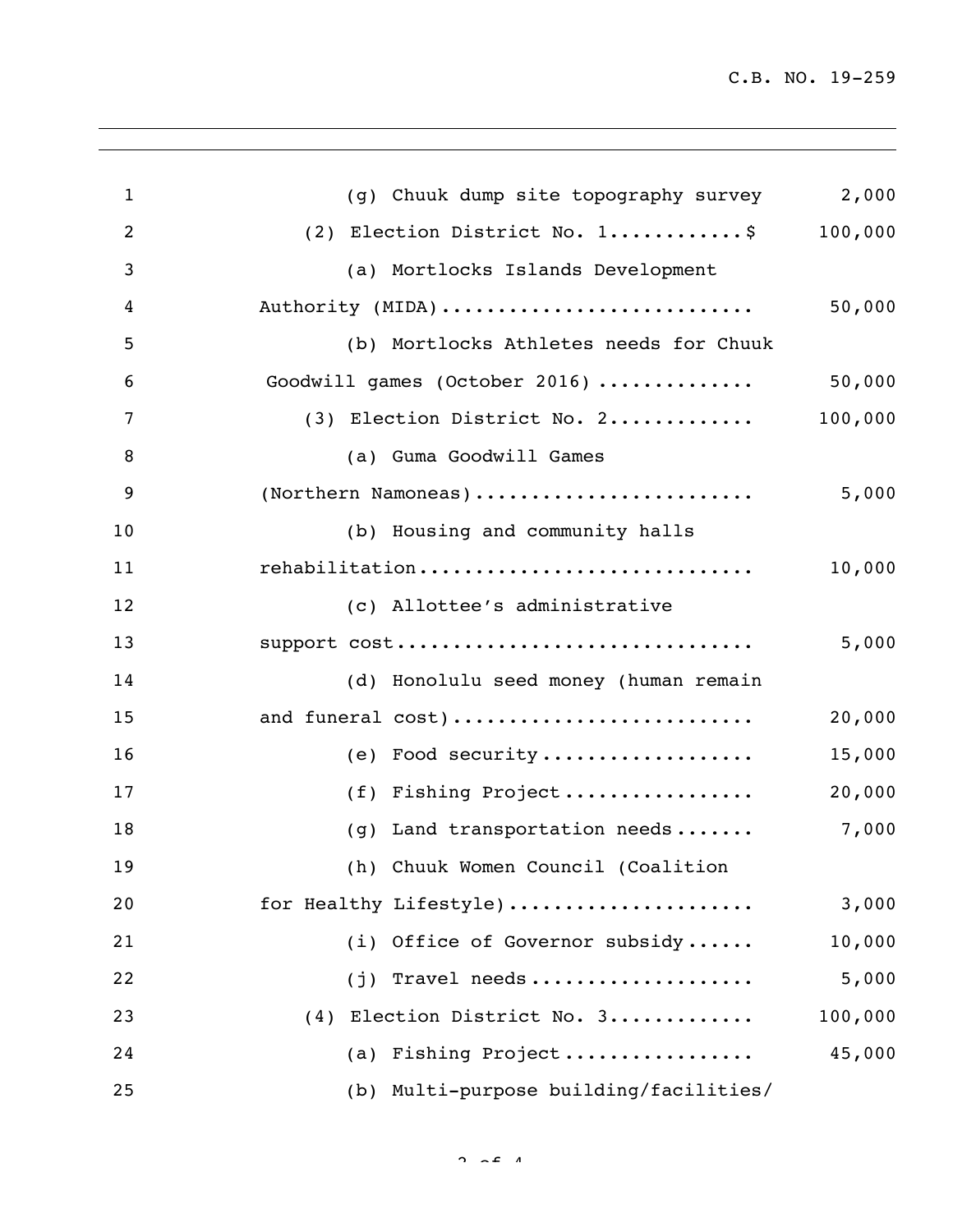(g) Chuuk dump site topography survey 2,000

(2) Election District No. 1............$ 100,000

(a) Mortlocks Islands Development Authority (MIDA)........................... 50,000

(b) Mortlocks Athletes needs for Chuuk Goodwill games (October 2016) ............. 50,000

(3) Election District No. 2............. 100,000

(a) Guma Goodwill Games (Northern Namoneas)......................... 5,000

(b) Housing and community halls rehabilitation............................. 10,000

(c) Allottee's administrative support cost............................... 5,000

(d) Honolulu seed money (human remain and funeral cost).......................... 20,000

(e) Food security................... 15,000

(f) Fishing Project................. 20,000

(g) Land transportation needs....... 7,000

(h) Chuuk Women Council (Coalition for Healthy Lifestyle)..................... 3,000

(i) Office of Governor subsidy...... 10,000

(j) Travel needs.................... 5,000

(4) Election District No. 3............. 100,000

(a) Fishing Project................. 45,000

(b) Multi-purpose building/facilities/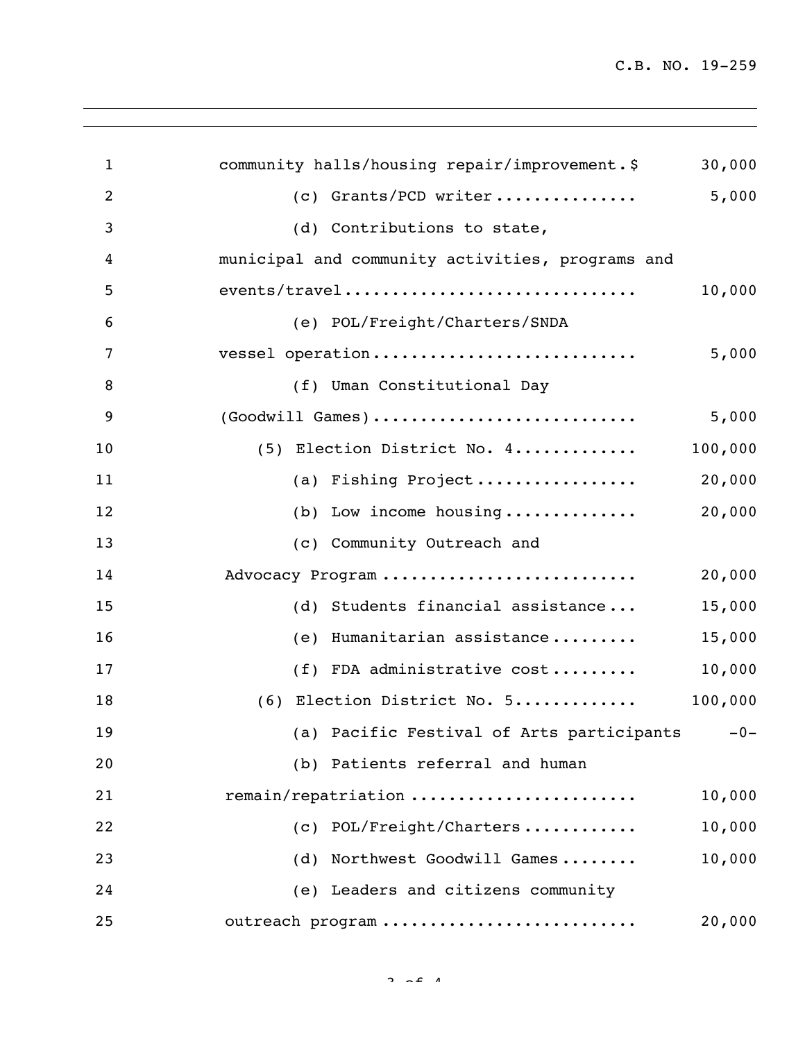community halls/housing repair/improvement.$ 30,000

(c) Grants/PCD writer.............. 5,000

(d) Contributions to state, municipal and community activities, programs and events/travel.............................. 10,000

(e) POL/Freight/Charters/SNDA vessel operation........................... 5,000

(f) Uman Constitutional Day (Goodwill Games)........................... 5,000

(5) Election District No. 4............ 100,000

(a) Fishing Project................ 20,000

(b) Low income housing.............. 20,000

(c) Community Outreach and Advocacy Program .......................... 20,000

(d) Students financial assistance... 15,000

(e) Humanitarian assistance......... 15,000

(f) FDA administrative cost......... 10,000

(6) Election District No. 5............ 100,000

(a) Pacific Festival of Arts participants -0-

(b) Patients referral and human remain/repatriation ....................... 10,000

(c) POL/Freight/Charters........... 10,000

(d) Northwest Goodwill Games........ 10,000

(e) Leaders and citizens community outreach program .......................... 20,000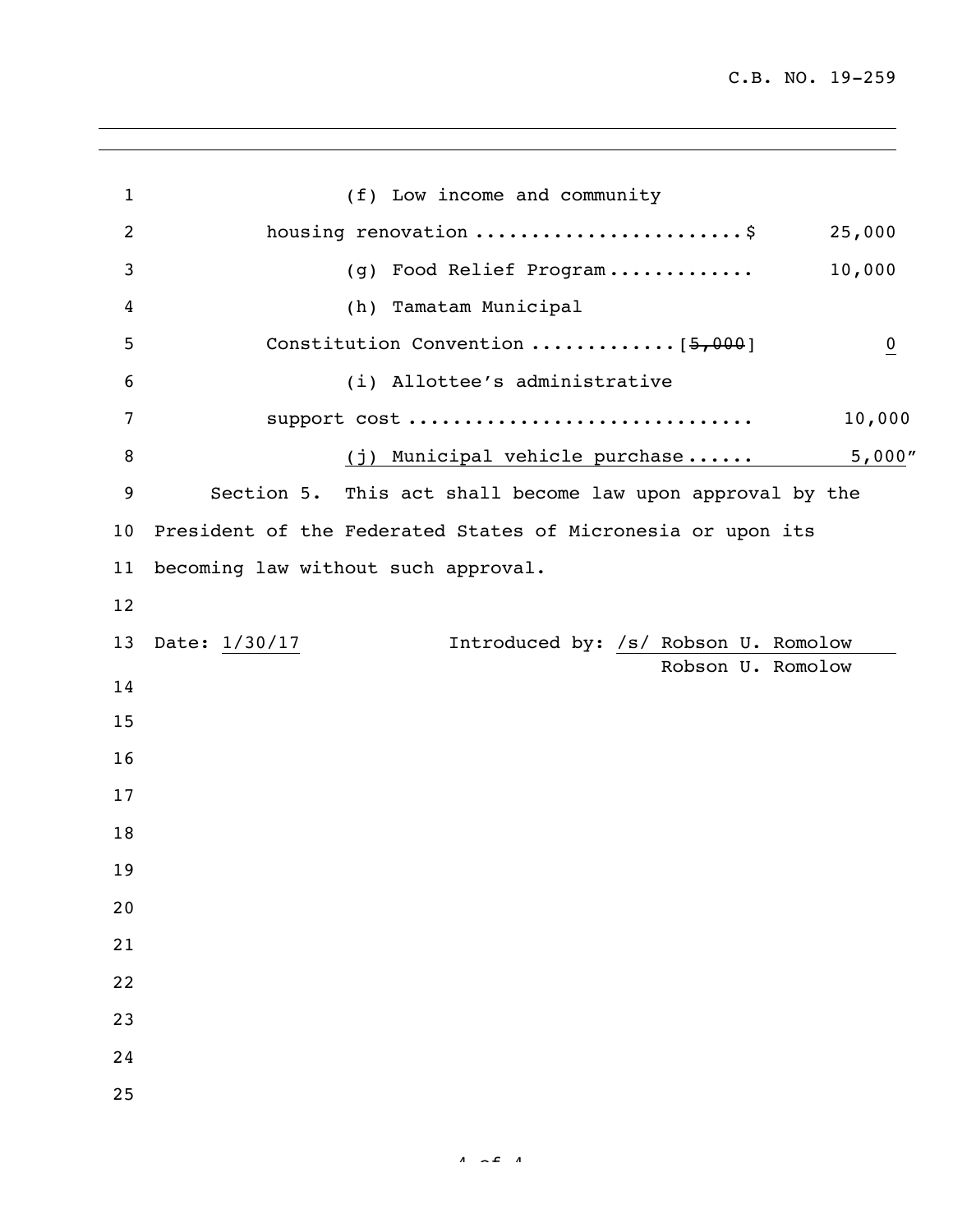(f) Low income and community housing renovation .......................$ 25,000

(g) Food Relief Program ............. 10,000

(h) Tamatam Municipal Constitution Convention .............[~~5,000~~] 0

(i) Allottee's administrative support cost ............................. 10,000

(j) Municipal vehicle purchase ...... 5,000"

Section 5. This act shall become law upon approval by the President of the Federated States of Micronesia or upon its becoming law without such approval.

Date: 1/30/17

Introduced by: /s/ Robson U. Romolow
Robson U. Romolow